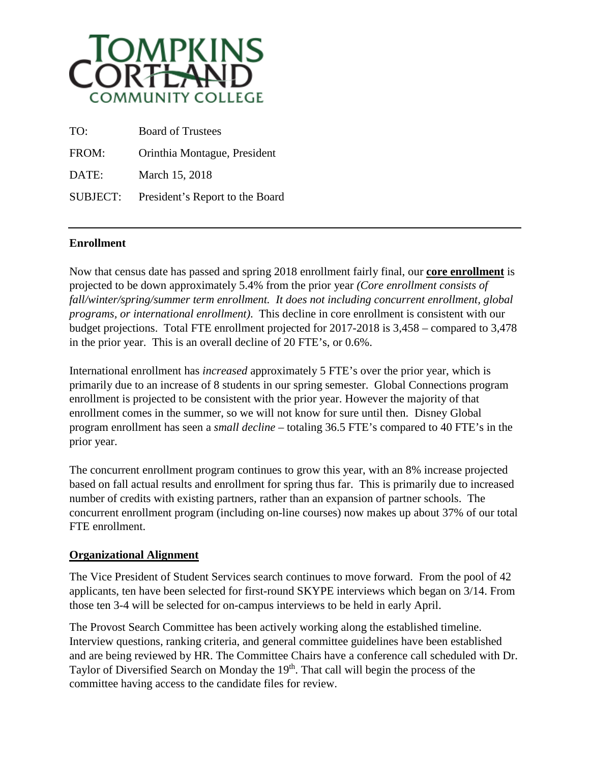# TOMPKINS CORTLAND COMMUNITY COLLEGE

TO: Board of Trustees

FROM: Orinthia Montague, President

DATE: March 15, 2018

SUBJECT: President's Report to the Board

---

**Enrollment**

Now that census date has passed and spring 2018 enrollment fairly final, our **core enrollment** is projected to be down approximately 5.4% from the prior year *(Core enrollment consists of fall/winter/spring/summer term enrollment. It does not including concurrent enrollment, global programs, or international enrollment).* This decline in core enrollment is consistent with our budget projections. Total FTE enrollment projected for 2017-2018 is 3,458 – compared to 3,478 in the prior year. This is an overall decline of 20 FTE's, or 0.6%.

International enrollment has *increased* approximately 5 FTE's over the prior year, which is primarily due to an increase of 8 students in our spring semester. Global Connections program enrollment is projected to be consistent with the prior year. However the majority of that enrollment comes in the summer, so we will not know for sure until then. Disney Global program enrollment has seen a *small decline* – totaling 36.5 FTE's compared to 40 FTE's in the prior year.

The concurrent enrollment program continues to grow this year, with an 8% increase projected based on fall actual results and enrollment for spring thus far. This is primarily due to increased number of credits with existing partners, rather than an expansion of partner schools. The concurrent enrollment program (including on-line courses) now makes up about 37% of our total FTE enrollment.

**Organizational Alignment**

The Vice President of Student Services search continues to move forward. From the pool of 42 applicants, ten have been selected for first-round SKYPE interviews which began on 3/14. From those ten 3-4 will be selected for on-campus interviews to be held in early April.

The Provost Search Committee has been actively working along the established timeline. Interview questions, ranking criteria, and general committee guidelines have been established and are being reviewed by HR. The Committee Chairs have a conference call scheduled with Dr. Taylor of Diversified Search on Monday the 19th. That call will begin the process of the committee having access to the candidate files for review.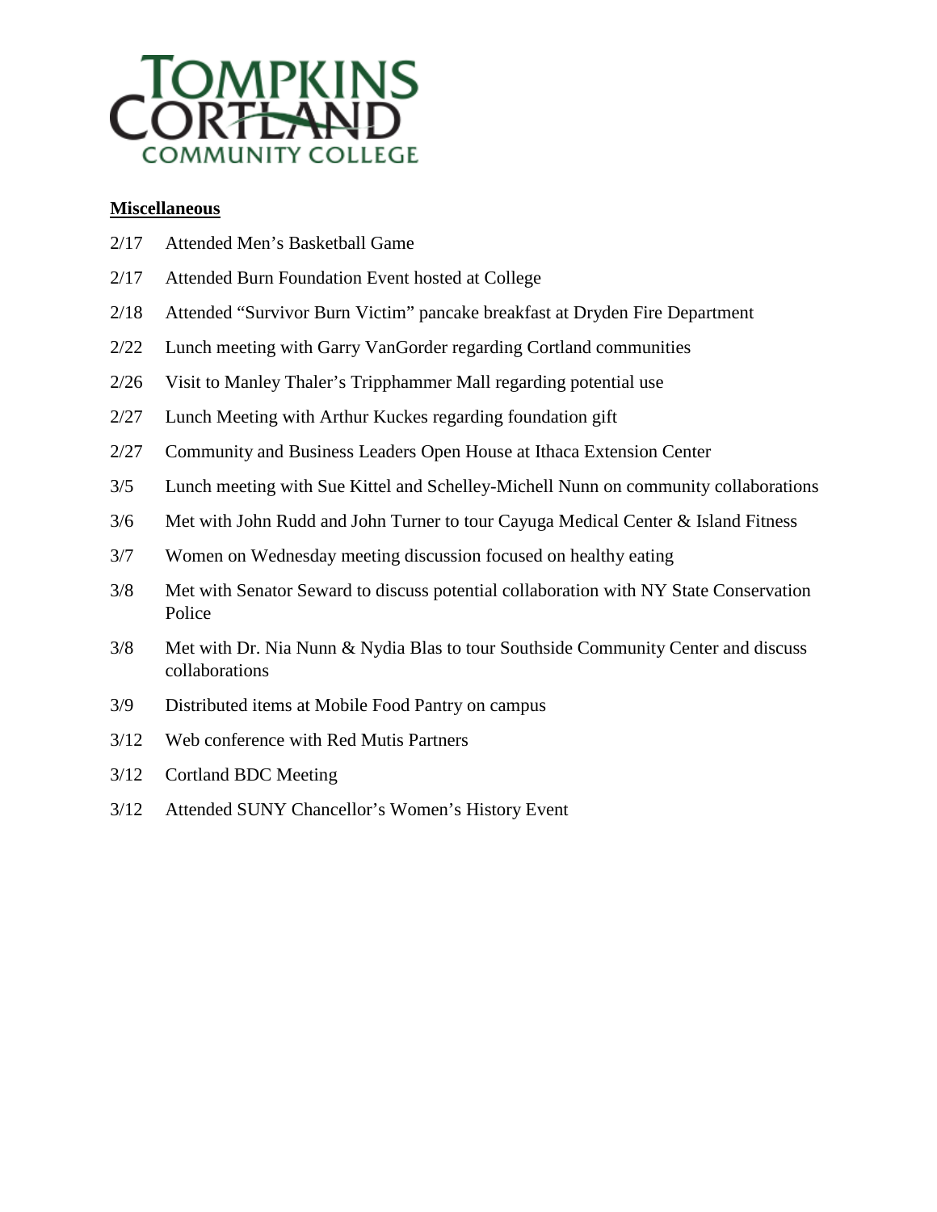TOMPKINS CORTLAND COMMUNITY COLLEGE

**Miscellaneous**

2/17 Attended Men's Basketball Game

2/17 Attended Burn Foundation Event hosted at College

2/18 Attended "Survivor Burn Victim" pancake breakfast at Dryden Fire Department

2/22 Lunch meeting with Garry VanGorder regarding Cortland communities

2/26 Visit to Manley Thaler's Tripphammer Mall regarding potential use

2/27 Lunch Meeting with Arthur Kuckes regarding foundation gift

2/27 Community and Business Leaders Open House at Ithaca Extension Center

3/5 Lunch meeting with Sue Kittel and Schelley-Michell Nunn on community collaborations

3/6 Met with John Rudd and John Turner to tour Cayuga Medical Center & Island Fitness

3/7 Women on Wednesday meeting discussion focused on healthy eating

3/8 Met with Senator Seward to discuss potential collaboration with NY State Conservation Police

3/8 Met with Dr. Nia Nunn & Nydia Blas to tour Southside Community Center and discuss collaborations

3/9 Distributed items at Mobile Food Pantry on campus

3/12 Web conference with Red Mutis Partners

3/12 Cortland BDC Meeting

3/12 Attended SUNY Chancellor's Women's History Event